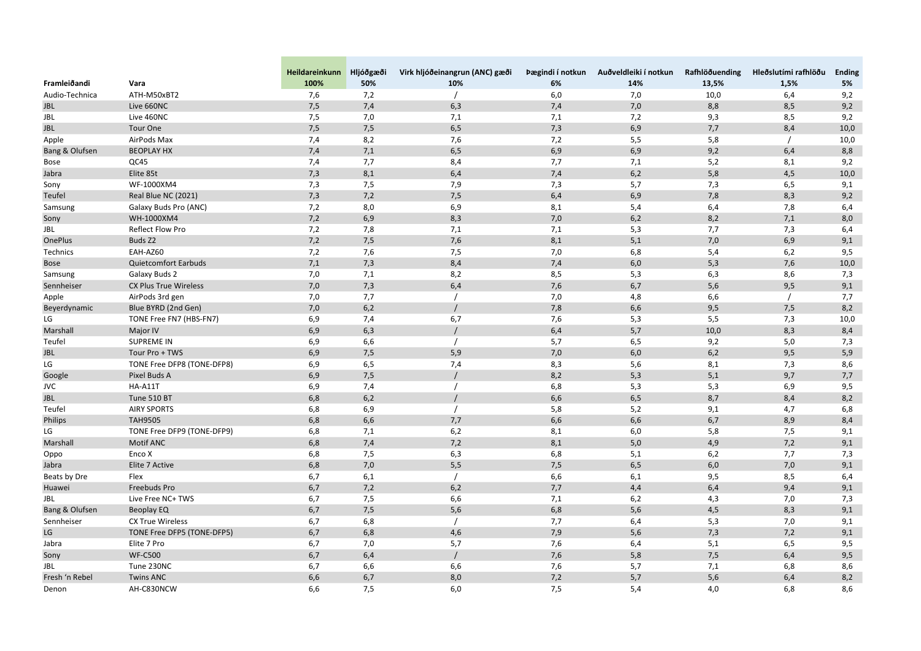| Framleiðandi | Vara | Heildareinkunn 100% | Hljóðgæði 50% | Virk hljóðeinangrun (ANC) gæði 10% | Þægindi í notkun 6% | Auðveldleiki í notkun 14% | Rafhlöðuending 13,5% | Hleðslutími rafhlöðu 1,5% | Ending 5% |
|---|---|---|---|---|---|---|---|---|---|
| Audio-Technica | ATH-M50xBT2 | 7,6 | 7,2 | / | 6,0 | 7,0 | 10,0 | 6,4 | 9,2 |
| JBL | Live 660NC | 7,5 | 7,4 | 6,3 | 7,4 | 7,0 | 8,8 | 8,5 | 9,2 |
| JBL | Live 460NC | 7,5 | 7,0 | 7,1 | 7,1 | 7,2 | 9,3 | 8,5 | 9,2 |
| JBL | Tour One | 7,5 | 7,5 | 6,5 | 7,3 | 6,9 | 7,7 | 8,4 | 10,0 |
| Apple | AirPods Max | 7,4 | 8,2 | 7,6 | 7,2 | 5,5 | 5,8 | / | 10,0 |
| Bang & Olufsen | BEOPLAY HX | 7,4 | 7,1 | 6,5 | 6,9 | 6,9 | 9,2 | 6,4 | 8,8 |
| Bose | QC45 | 7,4 | 7,7 | 8,4 | 7,7 | 7,1 | 5,2 | 8,1 | 9,2 |
| Jabra | Elite 85t | 7,3 | 8,1 | 6,4 | 7,4 | 6,2 | 5,8 | 4,5 | 10,0 |
| Sony | WF-1000XM4 | 7,3 | 7,5 | 7,9 | 7,3 | 5,7 | 7,3 | 6,5 | 9,1 |
| Teufel | Real Blue NC (2021) | 7,3 | 7,2 | 7,5 | 6,4 | 6,9 | 7,8 | 8,3 | 9,2 |
| Samsung | Galaxy Buds Pro (ANC) | 7,2 | 8,0 | 6,9 | 8,1 | 5,4 | 6,4 | 7,8 | 6,4 |
| Sony | WH-1000XM4 | 7,2 | 6,9 | 8,3 | 7,0 | 6,2 | 8,2 | 7,1 | 8,0 |
| JBL | Reflect Flow Pro | 7,2 | 7,8 | 7,1 | 7,1 | 5,3 | 7,7 | 7,3 | 6,4 |
| OnePlus | Buds Z2 | 7,2 | 7,5 | 7,6 | 8,1 | 5,1 | 7,0 | 6,9 | 9,1 |
| Technics | EAH-AZ60 | 7,2 | 7,6 | 7,5 | 7,0 | 6,8 | 5,4 | 6,2 | 9,5 |
| Bose | Quietcomfort Earbuds | 7,1 | 7,3 | 8,4 | 7,4 | 6,0 | 5,3 | 7,6 | 10,0 |
| Samsung | Galaxy Buds 2 | 7,0 | 7,1 | 8,2 | 8,5 | 5,3 | 6,3 | 8,6 | 7,3 |
| Sennheiser | CX Plus True Wireless | 7,0 | 7,3 | 6,4 | 7,6 | 6,7 | 5,6 | 9,5 | 9,1 |
| Apple | AirPods 3rd gen | 7,0 | 7,7 | / | 7,0 | 4,8 | 6,6 | / | 7,7 |
| Beyerdynamic | Blue BYRD (2nd Gen) | 7,0 | 6,2 | / | 7,8 | 6,6 | 9,5 | 7,5 | 8,2 |
| LG | TONE Free FN7 (HBS-FN7) | 6,9 | 7,4 | 6,7 | 7,6 | 5,3 | 5,5 | 7,3 | 10,0 |
| Marshall | Major IV | 6,9 | 6,3 | / | 6,4 | 5,7 | 10,0 | 8,3 | 8,4 |
| Teufel | SUPREME IN | 6,9 | 6,6 | / | 5,7 | 6,5 | 9,2 | 5,0 | 7,3 |
| JBL | Tour Pro + TWS | 6,9 | 7,5 | 5,9 | 7,0 | 6,0 | 6,2 | 9,5 | 5,9 |
| LG | TONE Free DFP8 (TONE-DFP8) | 6,9 | 6,5 | 7,4 | 8,3 | 5,6 | 8,1 | 7,3 | 8,6 |
| Google | Pixel Buds A | 6,9 | 7,5 | / | 8,2 | 5,3 | 5,1 | 9,7 | 7,7 |
| JVC | HA-A11T | 6,9 | 7,4 | / | 6,8 | 5,3 | 5,3 | 6,9 | 9,5 |
| JBL | Tune 510 BT | 6,8 | 6,2 | / | 6,6 | 6,5 | 8,7 | 8,4 | 8,2 |
| Teufel | AIRY SPORTS | 6,8 | 6,9 | / | 5,8 | 5,2 | 9,1 | 4,7 | 6,8 |
| Philips | TAH9505 | 6,8 | 6,6 | 7,7 | 6,6 | 6,6 | 6,7 | 8,9 | 8,4 |
| LG | TONE Free DFP9 (TONE-DFP9) | 6,8 | 7,1 | 6,2 | 8,1 | 6,0 | 5,8 | 7,5 | 9,1 |
| Marshall | Motif ANC | 6,8 | 7,4 | 7,2 | 8,1 | 5,0 | 4,9 | 7,2 | 9,1 |
| Oppo | Enco X | 6,8 | 7,5 | 6,3 | 6,8 | 5,1 | 6,2 | 7,7 | 7,3 |
| Jabra | Elite 7 Active | 6,8 | 7,0 | 5,5 | 7,5 | 6,5 | 6,0 | 7,0 | 9,1 |
| Beats by Dre | Flex | 6,7 | 6,1 | / | 6,6 | 6,1 | 9,5 | 8,5 | 6,4 |
| Huawei | Freebuds Pro | 6,7 | 7,2 | 6,2 | 7,7 | 4,4 | 6,4 | 9,4 | 9,1 |
| JBL | Live Free NC+ TWS | 6,7 | 7,5 | 6,6 | 7,1 | 6,2 | 4,3 | 7,0 | 7,3 |
| Bang & Olufsen | Beoplay EQ | 6,7 | 7,5 | 5,6 | 6,8 | 5,6 | 4,5 | 8,3 | 9,1 |
| Sennheiser | CX True Wireless | 6,7 | 6,8 | / | 7,7 | 6,4 | 5,3 | 7,0 | 9,1 |
| LG | TONE Free DFP5 (TONE-DFP5) | 6,7 | 6,8 | 4,6 | 7,9 | 5,6 | 7,3 | 7,2 | 9,1 |
| Jabra | Elite 7 Pro | 6,7 | 7,0 | 5,7 | 7,6 | 6,4 | 5,1 | 6,5 | 9,5 |
| Sony | WF-C500 | 6,7 | 6,4 | / | 7,6 | 5,8 | 7,5 | 6,4 | 9,5 |
| JBL | Tune 230NC | 6,7 | 6,6 | 6,6 | 7,6 | 5,7 | 7,1 | 6,8 | 8,6 |
| Fresh 'n Rebel | Twins ANC | 6,6 | 6,7 | 8,0 | 7,2 | 5,7 | 5,6 | 6,4 | 8,2 |
| Denon | AH-C830NCW | 6,6 | 7,5 | 6,0 | 7,5 | 5,4 | 4,0 | 6,8 | 8,6 |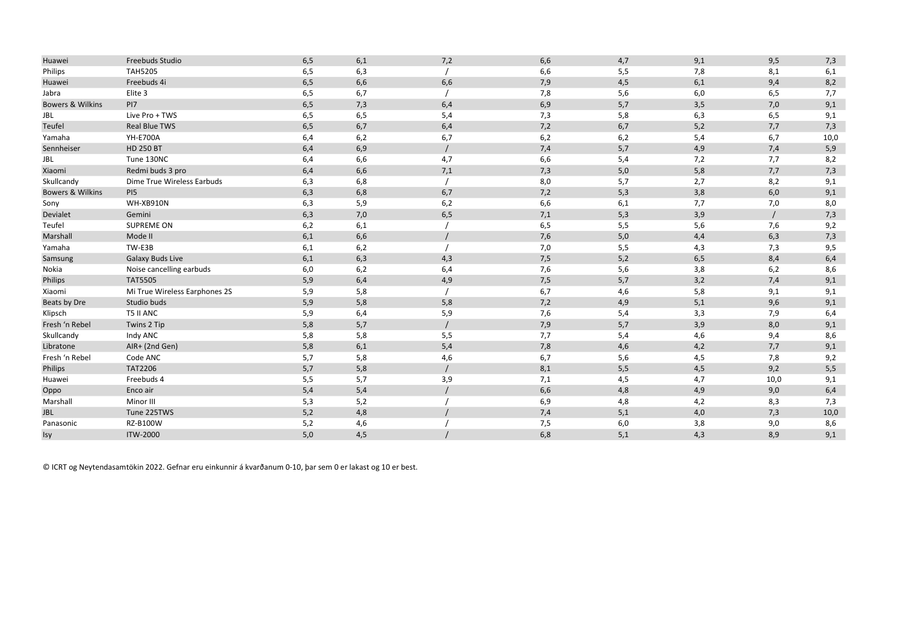| | | | | | | | | | |
|---|---|---|---|---|---|---|---|---|---|
| Huawei | Freebuds Studio | 6,5 | 6,1 | 7,2 | 6,6 | 4,7 | 9,1 | 9,5 | 7,3 |
| Philips | TAH5205 | 6,5 | 6,3 | / | 6,6 | 5,5 | 7,8 | 8,1 | 6,1 |
| Huawei | Freebuds 4i | 6,5 | 6,6 | 6,6 | 7,9 | 4,5 | 6,1 | 9,4 | 8,2 |
| Jabra | Elite 3 | 6,5 | 6,7 | / | 7,8 | 5,6 | 6,0 | 6,5 | 7,7 |
| Bowers & Wilkins | PI7 | 6,5 | 7,3 | 6,4 | 6,9 | 5,7 | 3,5 | 7,0 | 9,1 |
| JBL | Live Pro + TWS | 6,5 | 6,5 | 5,4 | 7,3 | 5,8 | 6,3 | 6,5 | 9,1 |
| Teufel | Real Blue TWS | 6,5 | 6,7 | 6,4 | 7,2 | 6,7 | 5,2 | 7,7 | 7,3 |
| Yamaha | YH-E700A | 6,4 | 6,2 | 6,7 | 6,2 | 6,2 | 5,4 | 6,7 | 10,0 |
| Sennheiser | HD 250 BT | 6,4 | 6,9 | / | 7,4 | 5,7 | 4,9 | 7,4 | 5,9 |
| JBL | Tune 130NC | 6,4 | 6,6 | 4,7 | 6,6 | 5,4 | 7,2 | 7,7 | 8,2 |
| Xiaomi | Redmi buds 3 pro | 6,4 | 6,6 | 7,1 | 7,3 | 5,0 | 5,8 | 7,7 | 7,3 |
| Skullcandy | Dime True Wireless Earbuds | 6,3 | 6,8 | / | 8,0 | 5,7 | 2,7 | 8,2 | 9,1 |
| Bowers & Wilkins | PI5 | 6,3 | 6,8 | 6,7 | 7,2 | 5,3 | 3,8 | 6,0 | 9,1 |
| Sony | WH-XB910N | 6,3 | 5,9 | 6,2 | 6,6 | 6,1 | 7,7 | 7,0 | 8,0 |
| Devialet | Gemini | 6,3 | 7,0 | 6,5 | 7,1 | 5,3 | 3,9 | / | 7,3 |
| Teufel | SUPREME ON | 6,2 | 6,1 | / | 6,5 | 5,5 | 5,6 | 7,6 | 9,2 |
| Marshall | Mode II | 6,1 | 6,6 | / | 7,6 | 5,0 | 4,4 | 6,3 | 7,3 |
| Yamaha | TW-E3B | 6,1 | 6,2 | / | 7,0 | 5,5 | 4,3 | 7,3 | 9,5 |
| Samsung | Galaxy Buds Live | 6,1 | 6,3 | 4,3 | 7,5 | 5,2 | 6,5 | 8,4 | 6,4 |
| Nokia | Noise cancelling earbuds | 6,0 | 6,2 | 6,4 | 7,6 | 5,6 | 3,8 | 6,2 | 8,6 |
| Philips | TAT5505 | 5,9 | 6,4 | 4,9 | 7,5 | 5,7 | 3,2 | 7,4 | 9,1 |
| Xiaomi | Mi True Wireless Earphones 2S | 5,9 | 5,8 | / | 6,7 | 4,6 | 5,8 | 9,1 | 9,1 |
| Beats by Dre | Studio buds | 5,9 | 5,8 | 5,8 | 7,2 | 4,9 | 5,1 | 9,6 | 9,1 |
| Klipsch | T5 II ANC | 5,9 | 6,4 | 5,9 | 7,6 | 5,4 | 3,3 | 7,9 | 6,4 |
| Fresh 'n Rebel | Twins 2 Tip | 5,8 | 5,7 | / | 7,9 | 5,7 | 3,9 | 8,0 | 9,1 |
| Skullcandy | Indy ANC | 5,8 | 5,8 | 5,5 | 7,7 | 5,4 | 4,6 | 9,4 | 8,6 |
| Libratone | AIR+ (2nd Gen) | 5,8 | 6,1 | 5,4 | 7,8 | 4,6 | 4,2 | 7,7 | 9,1 |
| Fresh 'n Rebel | Code ANC | 5,7 | 5,8 | 4,6 | 6,7 | 5,6 | 4,5 | 7,8 | 9,2 |
| Philips | TAT2206 | 5,7 | 5,8 | / | 8,1 | 5,5 | 4,5 | 9,2 | 5,5 |
| Huawei | Freebuds 4 | 5,5 | 5,7 | 3,9 | 7,1 | 4,5 | 4,7 | 10,0 | 9,1 |
| Oppo | Enco air | 5,4 | 5,4 | / | 6,6 | 4,8 | 4,9 | 9,0 | 6,4 |
| Marshall | Minor III | 5,3 | 5,2 | / | 6,9 | 4,8 | 4,2 | 8,3 | 7,3 |
| JBL | Tune 225TWS | 5,2 | 4,8 | / | 7,4 | 5,1 | 4,0 | 7,3 | 10,0 |
| Panasonic | RZ-B100W | 5,2 | 4,6 | / | 7,5 | 6,0 | 3,8 | 9,0 | 8,6 |
| Isy | ITW-2000 | 5,0 | 4,5 | / | 6,8 | 5,1 | 4,3 | 8,9 | 9,1 |

© ICRT og Neytendasamtökin 2022. Gefnar eru einkunnir á kvarðanum 0-10, þar sem 0 er lakast og 10 er best.